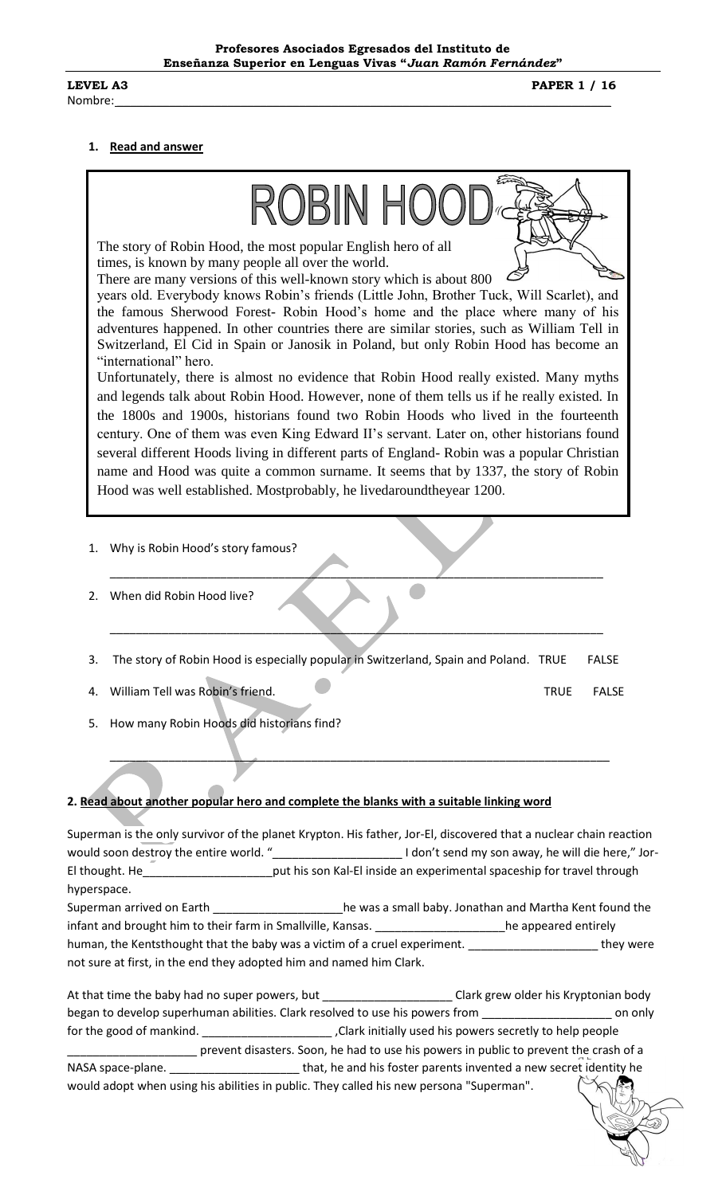**Profesores Asociados Egresados del Instituto de Enseñanza Superior en Lenguas Vivas "*Juan Ramón Fernández*"**

**LEVEL A3** **PAPER 1 / 16**

Nombre:_______________________________________________________________________________

## 1. Read and answer

# ROBIN HOOD

The story of Robin Hood, the most popular English hero of all times, is known by many people all over the world.

There are many versions of this well-known story which is about 800 years old. Everybody knows Robin's friends (Little John, Brother Tuck, Will Scarlet), and the famous Sherwood Forest- Robin Hood's home and the place where many of his adventures happened. In other countries there are similar stories, such as William Tell in Switzerland, El Cid in Spain or Janosik in Poland, but only Robin Hood has become an "international" hero.

Unfortunately, there is almost no evidence that Robin Hood really existed. Many myths and legends talk about Robin Hood. However, none of them tells us if he really existed. In the 1800s and 1900s, historians found two Robin Hoods who lived in the fourteenth century. One of them was even King Edward II's servant. Later on, other historians found several different Hoods living in different parts of England- Robin was a popular Christian name and Hood was quite a common surname. It seems that by 1337, the story of Robin Hood was well established. Mostprobably, he livedaroundtheyear 1200.

1. Why is Robin Hood's story famous?

   ___________________________________________________________________________

2. When did Robin Hood live?

   ___________________________________________________________________________

3. The story of Robin Hood is especially popular in Switzerland, Spain and Poland. TRUE FALSE

4. William Tell was Robin's friend. TRUE FALSE

5. How many Robin Hoods did historians find?

   ___________________________________________________________________________

## 2. Read about another popular hero and complete the blanks with a suitable linking word

Superman is the only survivor of the planet Krypton. His father, Jor-El, discovered that a nuclear chain reaction would soon destroy the entire world. "____________________ I don't send my son away, he will die here," Jor-El thought. He____________________put his son Kal-El inside an experimental spaceship for travel through hyperspace.

Superman arrived on Earth ____________________he was a small baby. Jonathan and Martha Kent found the infant and brought him to their farm in Smallville, Kansas. ____________________he appeared entirely human, the Kentsthought that the baby was a victim of a cruel experiment. ____________________ they were not sure at first, in the end they adopted him and named him Clark.

At that time the baby had no super powers, but ____________________ Clark grew older his Kryptonian body began to develop superhuman abilities. Clark resolved to use his powers from ____________________ on only for the good of mankind. ____________________ ,Clark initially used his powers secretly to help people ____________________ prevent disasters. Soon, he had to use his powers in public to prevent the crash of a NASA space-plane. ____________________ that, he and his foster parents invented a new secret identity he would adopt when using his abilities in public. They called his new persona "Superman".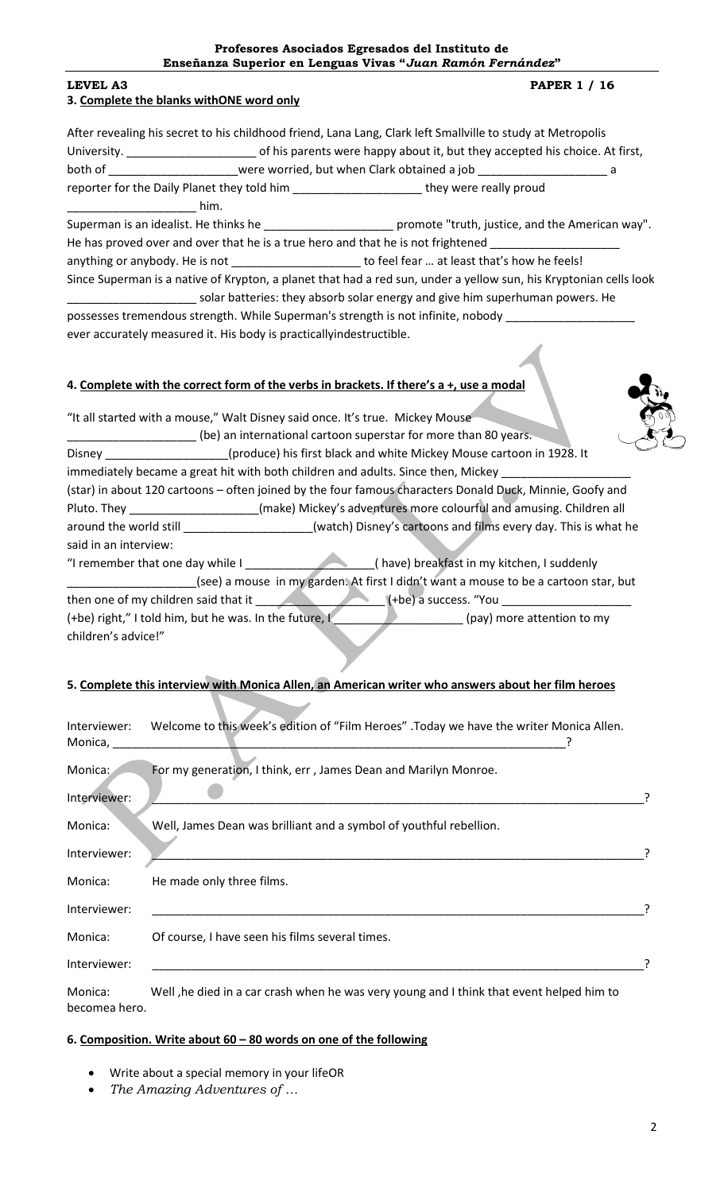Profesores Asociados Egresados del Instituto de Enseñanza Superior en Lenguas Vivas "*Juan Ramón Fernández*"

**LEVEL A3** **PAPER 1 / 16**

**3. Complete the blanks withONE word only**

After revealing his secret to his childhood friend, Lana Lang, Clark left Smallville to study at Metropolis University. ____________________ of his parents were happy about it, but they accepted his choice. At first, both of ____________________were worried, but when Clark obtained a job ____________________ a reporter for the Daily Planet they told him ____________________ they were really proud ____________________ him.

Superman is an idealist. He thinks he ____________________ promote "truth, justice, and the American way". He has proved over and over that he is a true hero and that he is not frightened ____________________ anything or anybody. He is not ____________________ to feel fear … at least that's how he feels!

Since Superman is a native of Krypton, a planet that had a red sun, under a yellow sun, his Kryptonian cells look ____________________ solar batteries: they absorb solar energy and give him superhuman powers. He possesses tremendous strength. While Superman's strength is not infinite, nobody ____________________ ever accurately measured it. His body is practicallyindestructible.

**4. Complete with the correct form of the verbs in brackets. If there's a +, use a modal**

"It all started with a mouse," Walt Disney said once. It's true. Mickey Mouse ____________________ (be) an international cartoon superstar for more than 80 years.

Disney ___________________(produce) his first black and white Mickey Mouse cartoon in 1928. It immediately became a great hit with both children and adults. Since then, Mickey ____________________ (star) in about 120 cartoons – often joined by the four famous characters Donald Duck, Minnie, Goofy and Pluto. They ____________________(make) Mickey's adventures more colourful and amusing. Children all around the world still ____________________(watch) Disney's cartoons and films every day. This is what he said in an interview:

"I remember that one day while I ____________________( have) breakfast in my kitchen, I suddenly ____________________(see) a mouse in my garden. At first I didn't want a mouse to be a cartoon star, but then one of my children said that it ____________________ (+be) a success. "You ____________________ (+be) right," I told him, but he was. In the future, I ____________________ (pay) more attention to my children's advice!"

**5. Complete this interview with Monica Allen, an American writer who answers about her film heroes**

Interviewer: Welcome to this week's edition of "Film Heroes" .Today we have the writer Monica Allen. Monica, ________________________________________________________________________?

Monica: For my generation, I think, err , James Dean and Marilyn Monroe.

Interviewer: ________________________________________________________________________?

Monica: Well, James Dean was brilliant and a symbol of youthful rebellion.

Interviewer: ________________________________________________________________________?

Monica: He made only three films.

Interviewer: ________________________________________________________________________?

Monica: Of course, I have seen his films several times.

Interviewer: ________________________________________________________________________?

Monica: Well ,he died in a car crash when he was very young and I think that event helped him to becomea hero.

**6. Composition. Write about 60 – 80 words on one of the following**

- Write about a special memory in your lifeOR
- *The Amazing Adventures of …*